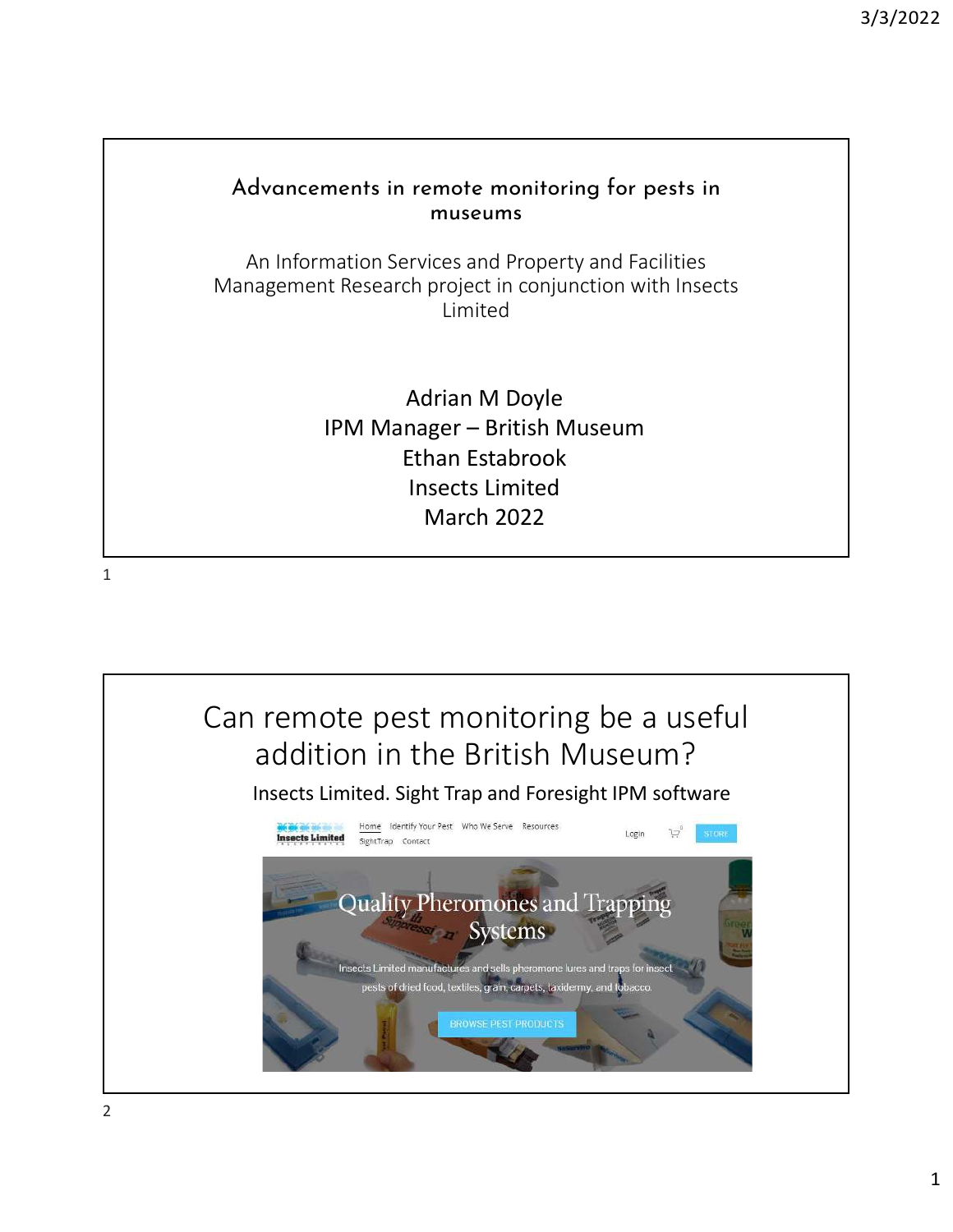# Advancements in remote monitoring for pests in museums

An Information Services and Property and Facilities Management Research project in conjunction with Insects Limited

Adrian M Doyle
IPM Manager – British Museum
Ethan Estabrook
Insects Limited
March 2022

# Can remote pest monitoring be a useful addition in the British Museum?

Insects Limited. Sight Trap and Foresight IPM software

Home Identify Your Pest Who We Serve Resources SightTrap Contact Login STORE

Quality Pheromones and Trapping Systems

Insects Limited manufactures and sells pheromone lures and traps for insect pests of dried food, textiles, grain, carpets, taxidermy, and tobacco.

BROWSE PEST PRODUCTS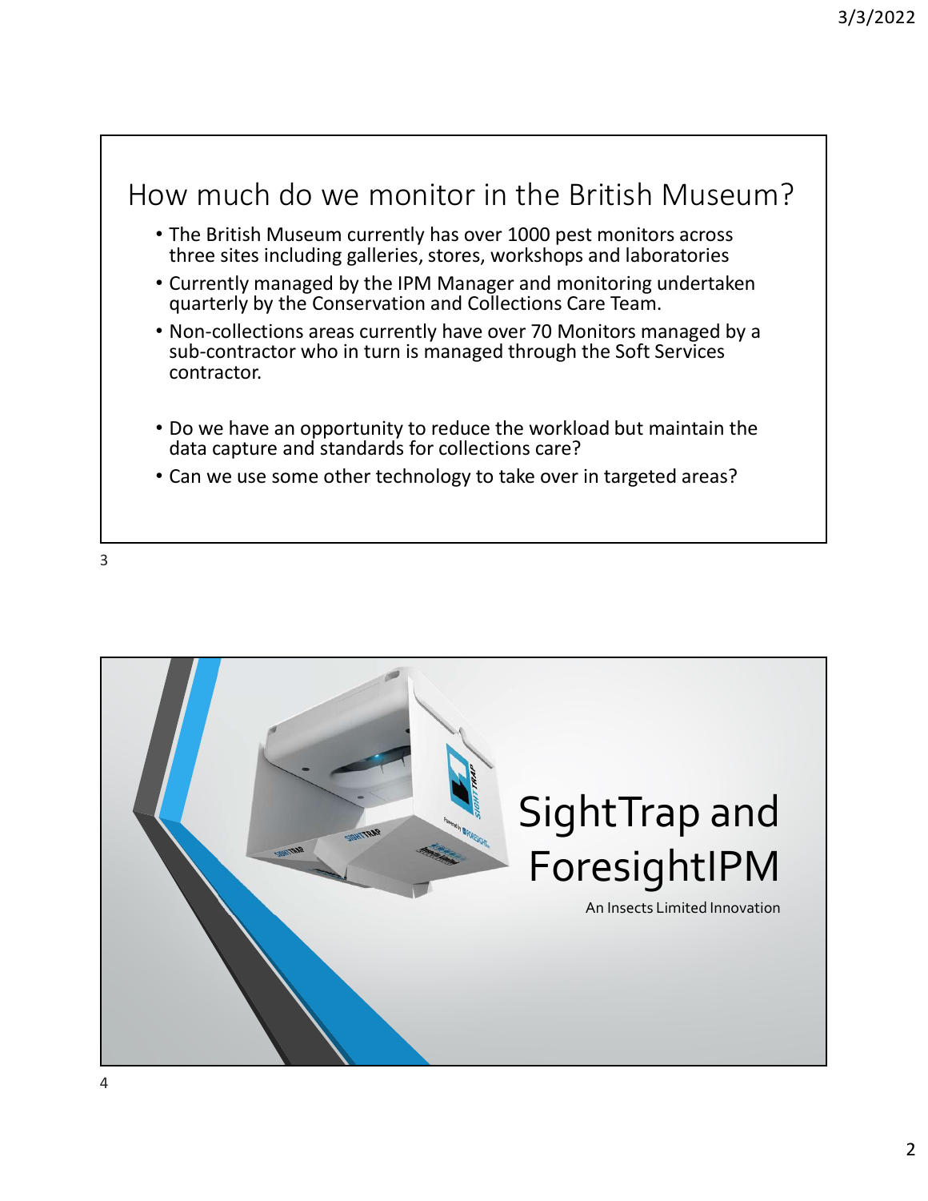## How much do we monitor in the British Museum?

- The British Museum currently has over 1000 pest monitors across three sites including galleries, stores, workshops and laboratories
- Currently managed by the IPM Manager and monitoring undertaken quarterly by the Conservation and Collections Care Team.
- Non-collections areas currently have over 70 Monitors managed by a sub-contractor who in turn is managed through the Soft Services contractor.
- Do we have an opportunity to reduce the workload but maintain the data capture and standards for collections care?
- Can we use some other technology to take over in targeted areas?

## SightTrap and ForesightIPM

An Insects Limited Innovation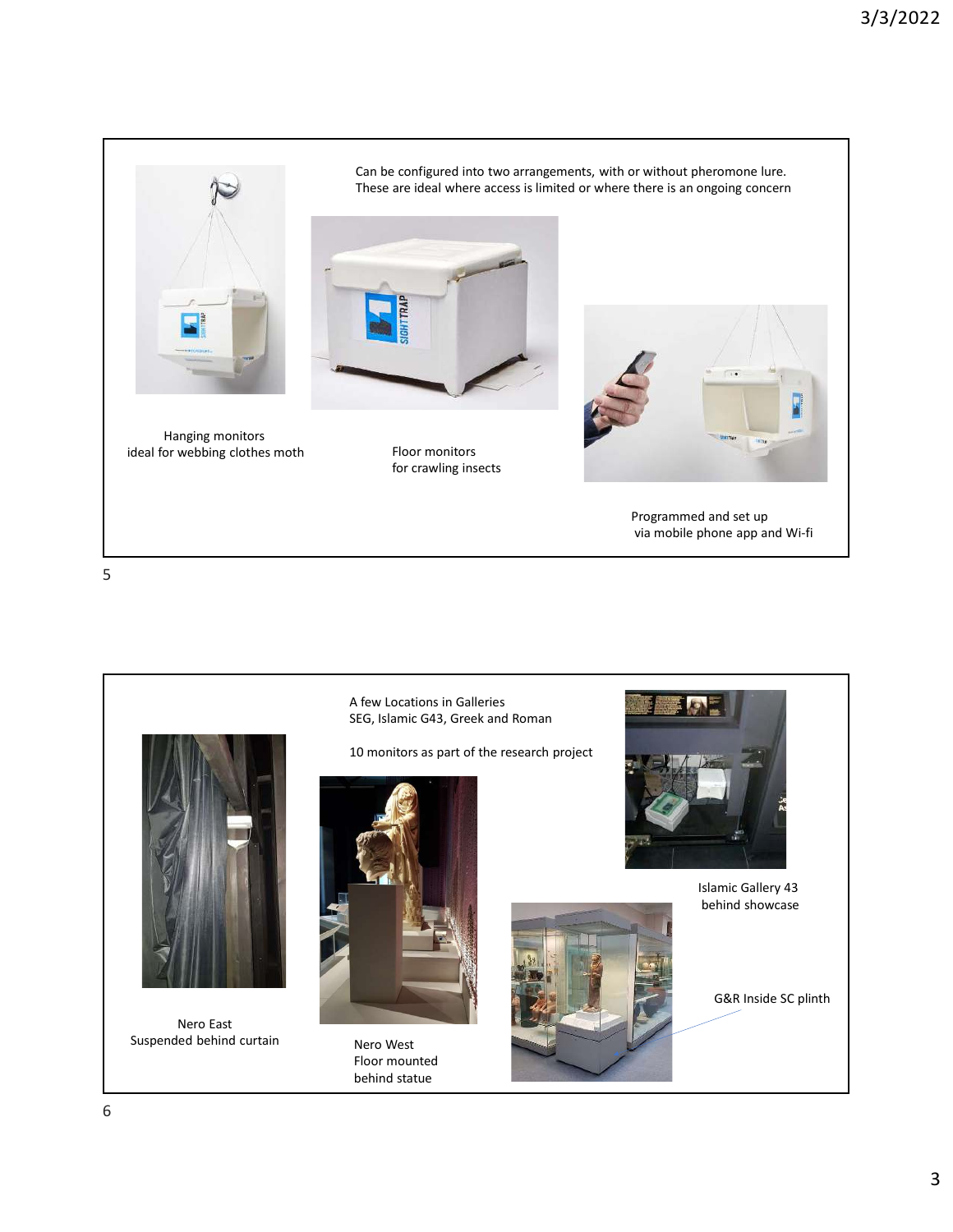Can be configured into two arrangements, with or without pheromone lure.
These are ideal where access is limited or where there is an ongoing concern

Hanging monitors
ideal for webbing clothes moth

Floor monitors
for crawling insects

Programmed and set up
via mobile phone app and Wi-fi

A few Locations in Galleries
SEG, Islamic G43, Greek and Roman

10 monitors as part of the research project

Islamic Gallery 43
behind showcase

G&R Inside SC plinth

Nero East
Suspended behind curtain

Nero West
Floor mounted
behind statue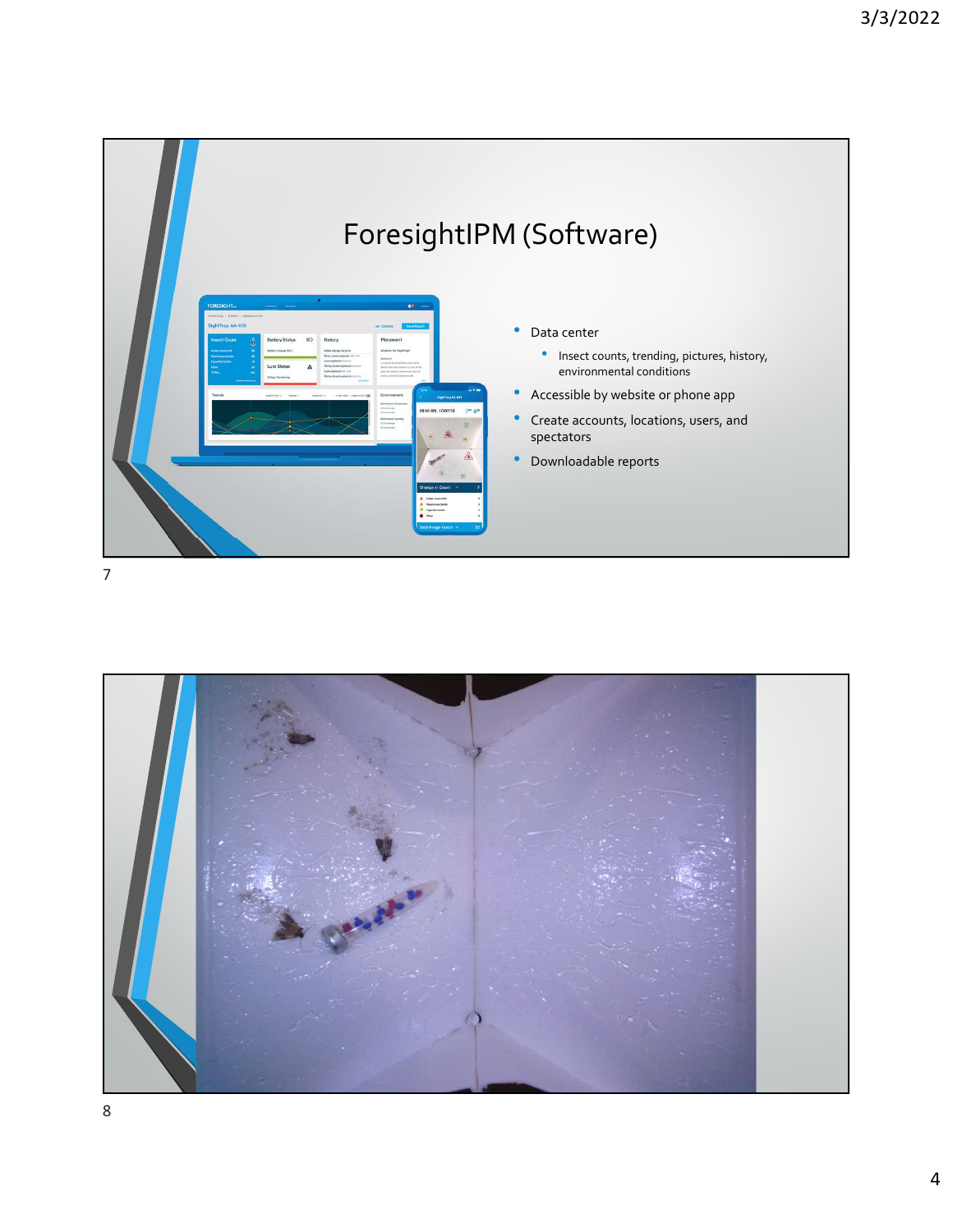# ForesightIPM (Software)

- Data center
  - Insect counts, trending, pictures, history, environmental conditions
- Accessible by website or phone app
- Create accounts, locations, users, and spectators
- Downloadable reports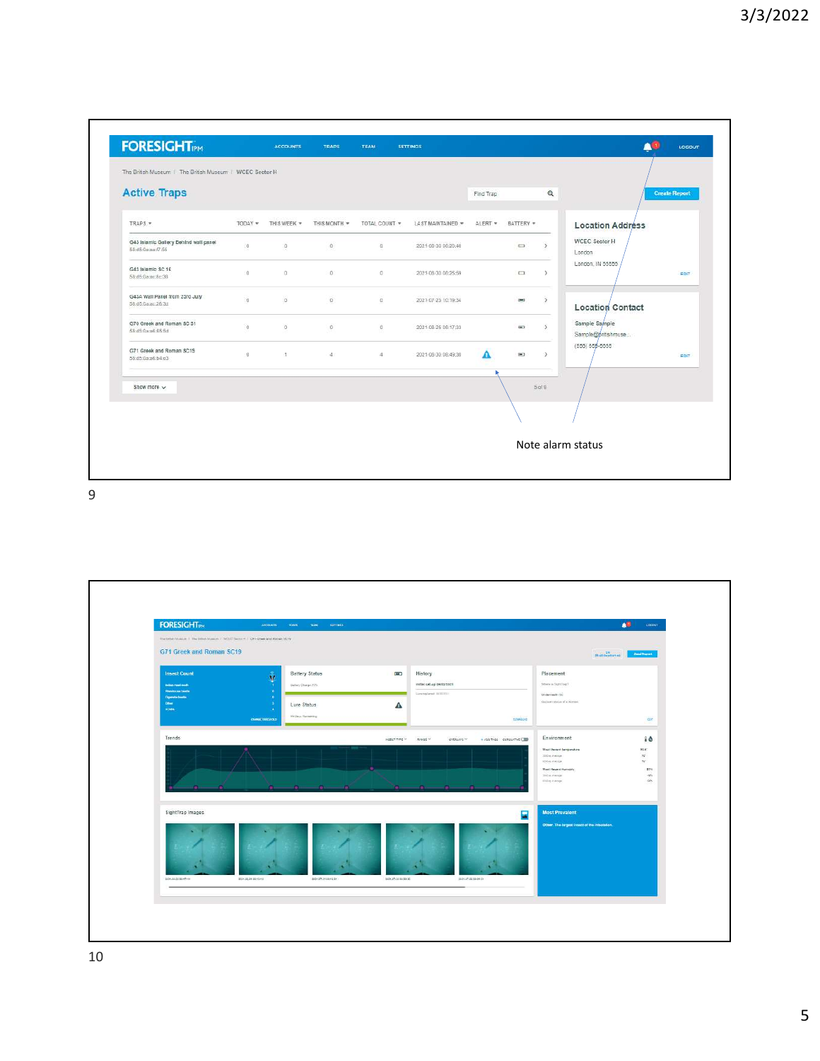FORESIGHT IPM — ACCOUNTS | TRAPS | TEAM | SETTINGS | LOGOUT

The British Museum / The British Museum / WCEC Sector H

## Active Traps

Find Trap | Create Report

| TRAPS | TODAY | THIS WEEK | THIS MONTH | TOTAL COUNT | LAST MAINTAINED | ALERT | BATTERY |
|---|---|---|---|---|---|---|---|
| G43 Islamic Gallery Behind wall panel | 0 | 0 | 0 | 0 | 2021-08-30 08:20:48 | | |
| G43 Islamic SC 16 | 0 | 0 | 0 | 0 | 2021-08-30 08:25:59 | | |
| G43A Wall Panel from 23rd July | 0 | 0 | 0 | 0 | 2021-07-23 10:19:34 | | |
| G70 Greek and Roman SC 01 | 0 | 0 | 0 | 0 | 2021-08-25 08:17:33 | | |
| G71 Greek and Roman SC19 | 0 | 1 | 4 | 4 | 2021-08-30 08:49:30 | ⚠ | |

Show more — 5 of 9

**Location Address**
WCEC Sector H
London
London, IN 55555

**Location Contact**
Sample Sample
Sample@britishmuse...
(555) 555-5555

Note alarm status

FORESIGHT IPM

## G71 Greek and Roman SC19

Insect Count | Battery Status | History | Placement

Lure Status

Trends | Environment

SightTrap Images | Most Prevalent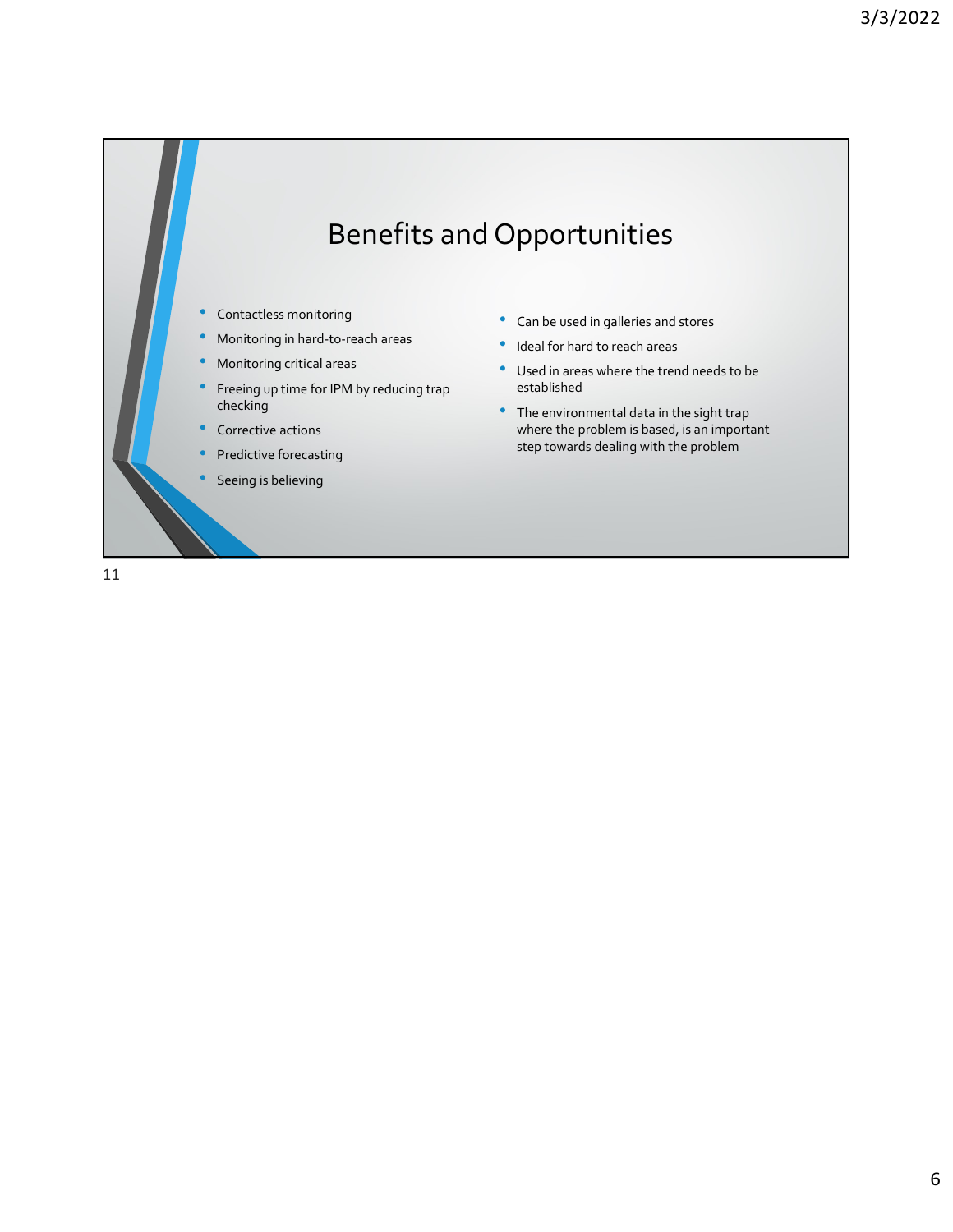# Benefits and Opportunities

- Contactless monitoring
- Monitoring in hard-to-reach areas
- Monitoring critical areas
- Freeing up time for IPM by reducing trap checking
- Corrective actions
- Predictive forecasting
- Seeing is believing

- Can be used in galleries and stores
- Ideal for hard to reach areas
- Used in areas where the trend needs to be established
- The environmental data in the sight trap where the problem is based, is an important step towards dealing with the problem